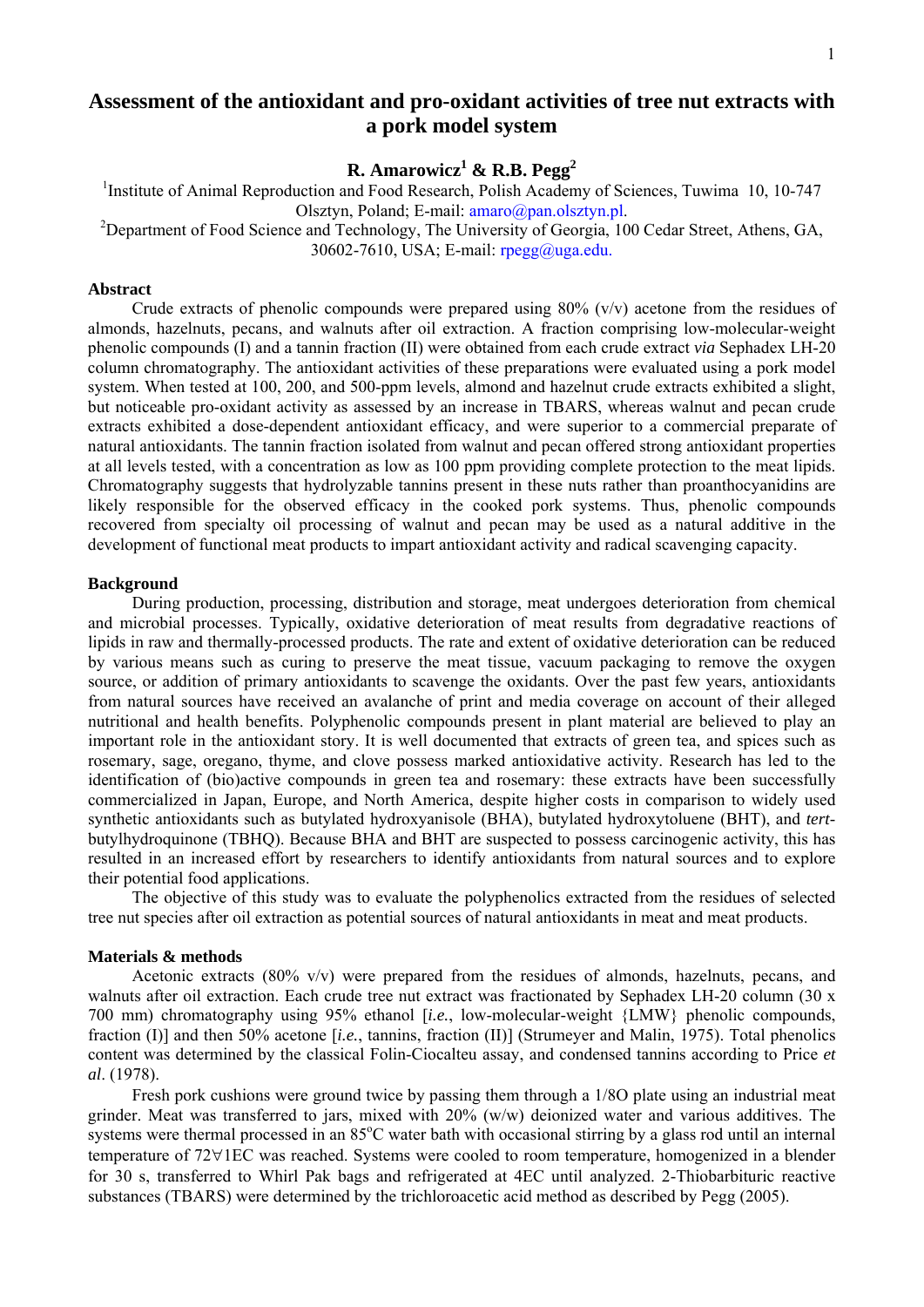# Assessment of the antioxidant and pro-oxidant activities of tree nut extracts with a pork model system

**R. Amarowicz[1] & R.B. Pegg[2]**

[1]Institute of Animal Reproduction and Food Research, Polish Academy of Sciences, Tuwima 10, 10-747 Olsztyn, Poland; E-mail: amaro@pan.olsztyn.pl.
[2]Department of Food Science and Technology, The University of Georgia, 100 Cedar Street, Athens, GA, 30602-7610, USA; E-mail: rpegg@uga.edu.

## Abstract

Crude extracts of phenolic compounds were prepared using 80% (v/v) acetone from the residues of almonds, hazelnuts, pecans, and walnuts after oil extraction. A fraction comprising low-molecular-weight phenolic compounds (I) and a tannin fraction (II) were obtained from each crude extract *via* Sephadex LH-20 column chromatography. The antioxidant activities of these preparations were evaluated using a pork model system. When tested at 100, 200, and 500-ppm levels, almond and hazelnut crude extracts exhibited a slight, but noticeable pro-oxidant activity as assessed by an increase in TBARS, whereas walnut and pecan crude extracts exhibited a dose-dependent antioxidant efficacy, and were superior to a commercial preparate of natural antioxidants. The tannin fraction isolated from walnut and pecan offered strong antioxidant properties at all levels tested, with a concentration as low as 100 ppm providing complete protection to the meat lipids. Chromatography suggests that hydrolyzable tannins present in these nuts rather than proanthocyanidins are likely responsible for the observed efficacy in the cooked pork systems. Thus, phenolic compounds recovered from specialty oil processing of walnut and pecan may be used as a natural additive in the development of functional meat products to impart antioxidant activity and radical scavenging capacity.

## Background

During production, processing, distribution and storage, meat undergoes deterioration from chemical and microbial processes. Typically, oxidative deterioration of meat results from degradative reactions of lipids in raw and thermally-processed products. The rate and extent of oxidative deterioration can be reduced by various means such as curing to preserve the meat tissue, vacuum packaging to remove the oxygen source, or addition of primary antioxidants to scavenge the oxidants. Over the past few years, antioxidants from natural sources have received an avalanche of print and media coverage on account of their alleged nutritional and health benefits. Polyphenolic compounds present in plant material are believed to play an important role in the antioxidant story. It is well documented that extracts of green tea, and spices such as rosemary, sage, oregano, thyme, and clove possess marked antioxidative activity. Research has led to the identification of (bio)active compounds in green tea and rosemary: these extracts have been successfully commercialized in Japan, Europe, and North America, despite higher costs in comparison to widely used synthetic antioxidants such as butylated hydroxyanisole (BHA), butylated hydroxytoluene (BHT), and *tert*-butylhydroquinone (TBHQ). Because BHA and BHT are suspected to possess carcinogenic activity, this has resulted in an increased effort by researchers to identify antioxidants from natural sources and to explore their potential food applications.

The objective of this study was to evaluate the polyphenolics extracted from the residues of selected tree nut species after oil extraction as potential sources of natural antioxidants in meat and meat products.

## Materials & methods

Acetonic extracts (80% v/v) were prepared from the residues of almonds, hazelnuts, pecans, and walnuts after oil extraction. Each crude tree nut extract was fractionated by Sephadex LH-20 column (30 x 700 mm) chromatography using 95% ethanol [*i.e.*, low-molecular-weight {LMW} phenolic compounds, fraction (I)] and then 50% acetone [*i.e.*, tannins, fraction (II)] (Strumeyer and Malin, 1975). Total phenolics content was determined by the classical Folin-Ciocalteu assay, and condensed tannins according to Price *et al*. (1978).

Fresh pork cushions were ground twice by passing them through a 1/8O plate using an industrial meat grinder. Meat was transferred to jars, mixed with 20% (w/w) deionized water and various additives. The systems were thermal processed in an 85°C water bath with occasional stirring by a glass rod until an internal temperature of 72∀1EC was reached. Systems were cooled to room temperature, homogenized in a blender for 30 s, transferred to Whirl Pak bags and refrigerated at 4EC until analyzed. 2-Thiobarbituric reactive substances (TBARS) were determined by the trichloroacetic acid method as described by Pegg (2005).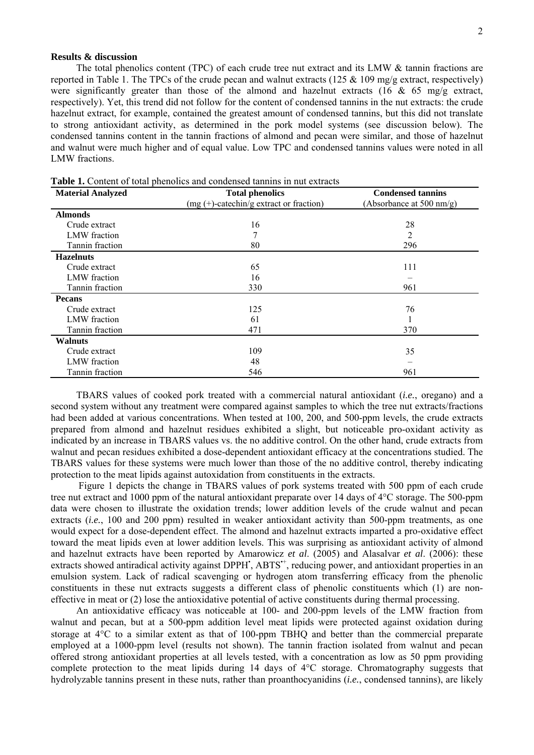**Results & discussion**

The total phenolics content (TPC) of each crude tree nut extract and its LMW & tannin fractions are reported in Table 1. The TPCs of the crude pecan and walnut extracts (125 & 109 mg/g extract, respectively) were significantly greater than those of the almond and hazelnut extracts (16 & 65 mg/g extract, respectively). Yet, this trend did not follow for the content of condensed tannins in the nut extracts: the crude hazelnut extract, for example, contained the greatest amount of condensed tannins, but this did not translate to strong antioxidant activity, as determined in the pork model systems (see discussion below). The condensed tannins content in the tannin fractions of almond and pecan were similar, and those of hazelnut and walnut were much higher and of equal value. Low TPC and condensed tannins values were noted in all LMW fractions.

**Table 1.** Content of total phenolics and condensed tannins in nut extracts

| Material Analyzed | Total phenolics<br>(mg (+)-catechin/g extract or fraction) | Condensed tannins<br>(Absorbance at 500 nm/g) |
|---|---|---|
| **Almonds** | | |
| Crude extract | 16 | 28 |
| LMW fraction | 7 | 2 |
| Tannin fraction | 80 | 296 |
| **Hazelnuts** | | |
| Crude extract | 65 | 111 |
| LMW fraction | 16 | – |
| Tannin fraction | 330 | 961 |
| **Pecans** | | |
| Crude extract | 125 | 76 |
| LMW fraction | 61 | 1 |
| Tannin fraction | 471 | 370 |
| **Walnuts** | | |
| Crude extract | 109 | 35 |
| LMW fraction | 48 | – |
| Tannin fraction | 546 | 961 |

TBARS values of cooked pork treated with a commercial natural antioxidant (*i.e.*, oregano) and a second system without any treatment were compared against samples to which the tree nut extracts/fractions had been added at various concentrations. When tested at 100, 200, and 500-ppm levels, the crude extracts prepared from almond and hazelnut residues exhibited a slight, but noticeable pro-oxidant activity as indicated by an increase in TBARS values vs. the no additive control. On the other hand, crude extracts from walnut and pecan residues exhibited a dose-dependent antioxidant efficacy at the concentrations studied. The TBARS values for these systems were much lower than those of the no additive control, thereby indicating protection to the meat lipids against autoxidation from constituents in the extracts.

Figure 1 depicts the change in TBARS values of pork systems treated with 500 ppm of each crude tree nut extract and 1000 ppm of the natural antioxidant preparate over 14 days of 4°C storage. The 500-ppm data were chosen to illustrate the oxidation trends; lower addition levels of the crude walnut and pecan extracts (*i.e.*, 100 and 200 ppm) resulted in weaker antioxidant activity than 500-ppm treatments, as one would expect for a dose-dependent effect. The almond and hazelnut extracts imparted a pro-oxidative effect toward the meat lipids even at lower addition levels. This was surprising as antioxidant activity of almond and hazelnut extracts have been reported by Amarowicz *et al*. (2005) and Alasalvar *et al*. (2006): these extracts showed antiradical activity against $DPPH^{\bullet}$, $ABTS^{\bullet+}$, reducing power, and antioxidant properties in an emulsion system. Lack of radical scavenging or hydrogen atom transferring efficacy from the phenolic constituents in these nut extracts suggests a different class of phenolic constituents which (1) are non-effective in meat or (2) lose the antioxidative potential of active constituents during thermal processing.

An antioxidative efficacy was noticeable at 100- and 200-ppm levels of the LMW fraction from walnut and pecan, but at a 500-ppm addition level meat lipids were protected against oxidation during storage at 4°C to a similar extent as that of 100-ppm TBHQ and better than the commercial preparate employed at a 1000-ppm level (results not shown). The tannin fraction isolated from walnut and pecan offered strong antioxidant properties at all levels tested, with a concentration as low as 50 ppm providing complete protection to the meat lipids during 14 days of 4°C storage. Chromatography suggests that hydrolyzable tannins present in these nuts, rather than proanthocyanidins (*i.e.*, condensed tannins), are likely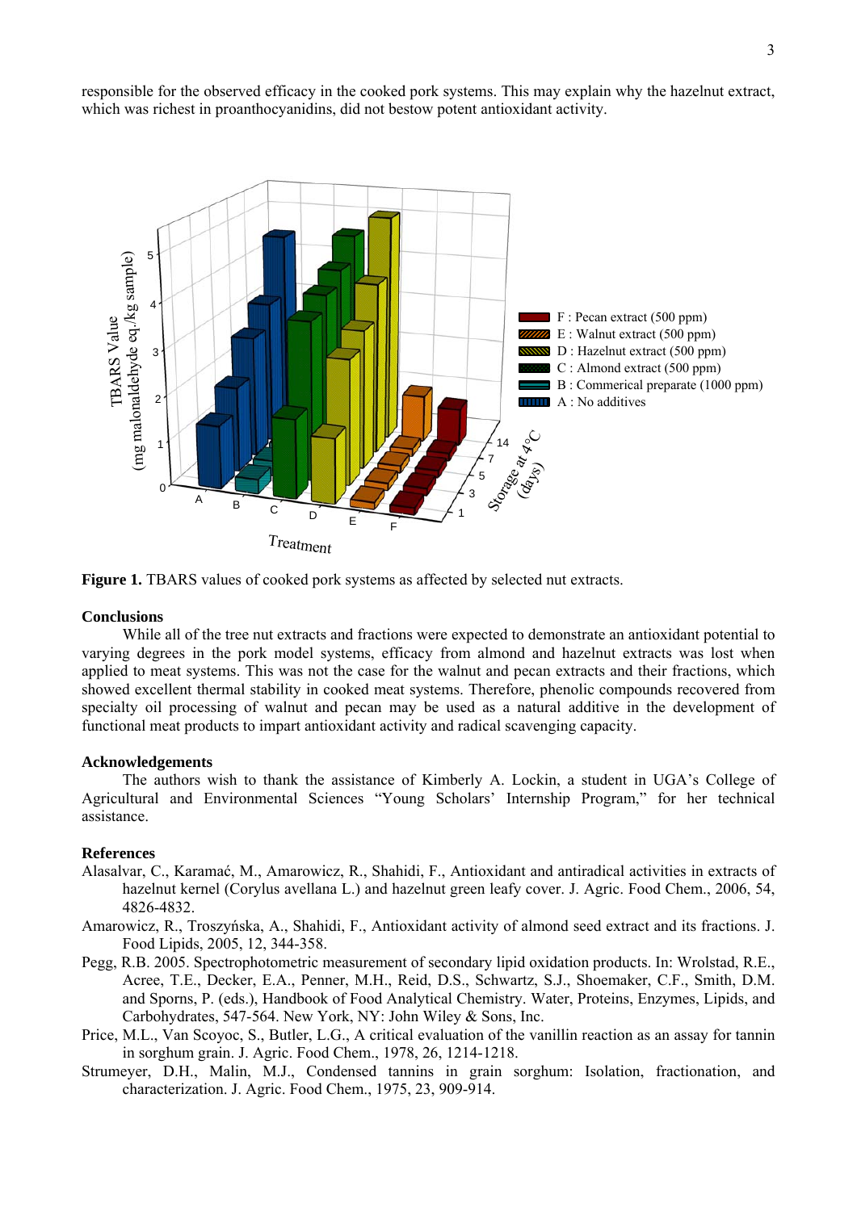responsible for the observed efficacy in the cooked pork systems. This may explain why the hazelnut extract, which was richest in proanthocyanidins, did not bestow potent antioxidant activity.

TBARS Value (mg malonaldehyde eq./kg sample)

0
1
2
3
4
5

Treatment

A
B
C
D
E
F

Storage at 4°C (days)

1
3
5
7
14

F : Pecan extract (500 ppm)
E : Walnut extract (500 ppm)
D : Hazelnut extract (500 ppm)
C : Almond extract (500 ppm)
B : Commerical preparate (1000 ppm)
A : No additives

**Figure 1.** TBARS values of cooked pork systems as affected by selected nut extracts.

### Conclusions

While all of the tree nut extracts and fractions were expected to demonstrate an antioxidant potential to varying degrees in the pork model systems, efficacy from almond and hazelnut extracts was lost when applied to meat systems. This was not the case for the walnut and pecan extracts and their fractions, which showed excellent thermal stability in cooked meat systems. Therefore, phenolic compounds recovered from specialty oil processing of walnut and pecan may be used as a natural additive in the development of functional meat products to impart antioxidant activity and radical scavenging capacity.

### Acknowledgements

The authors wish to thank the assistance of Kimberly A. Lockin, a student in UGA's College of Agricultural and Environmental Sciences "Young Scholars' Internship Program," for her technical assistance.

### References

Alasalvar, C., Karamać, M., Amarowicz, R., Shahidi, F., Antioxidant and antiradical activities in extracts of hazelnut kernel (Corylus avellana L.) and hazelnut green leafy cover. J. Agric. Food Chem., 2006, 54, 4826-4832.

Amarowicz, R., Troszyńska, A., Shahidi, F., Antioxidant activity of almond seed extract and its fractions. J. Food Lipids, 2005, 12, 344-358.

Pegg, R.B. 2005. Spectrophotometric measurement of secondary lipid oxidation products. In: Wrolstad, R.E., Acree, T.E., Decker, E.A., Penner, M.H., Reid, D.S., Schwartz, S.J., Shoemaker, C.F., Smith, D.M. and Sporns, P. (eds.), Handbook of Food Analytical Chemistry. Water, Proteins, Enzymes, Lipids, and Carbohydrates, 547-564. New York, NY: John Wiley & Sons, Inc.

Price, M.L., Van Scoyoc, S., Butler, L.G., A critical evaluation of the vanillin reaction as an assay for tannin in sorghum grain. J. Agric. Food Chem., 1978, 26, 1214-1218.

Strumeyer, D.H., Malin, M.J., Condensed tannins in grain sorghum: Isolation, fractionation, and characterization. J. Agric. Food Chem., 1975, 23, 909-914.